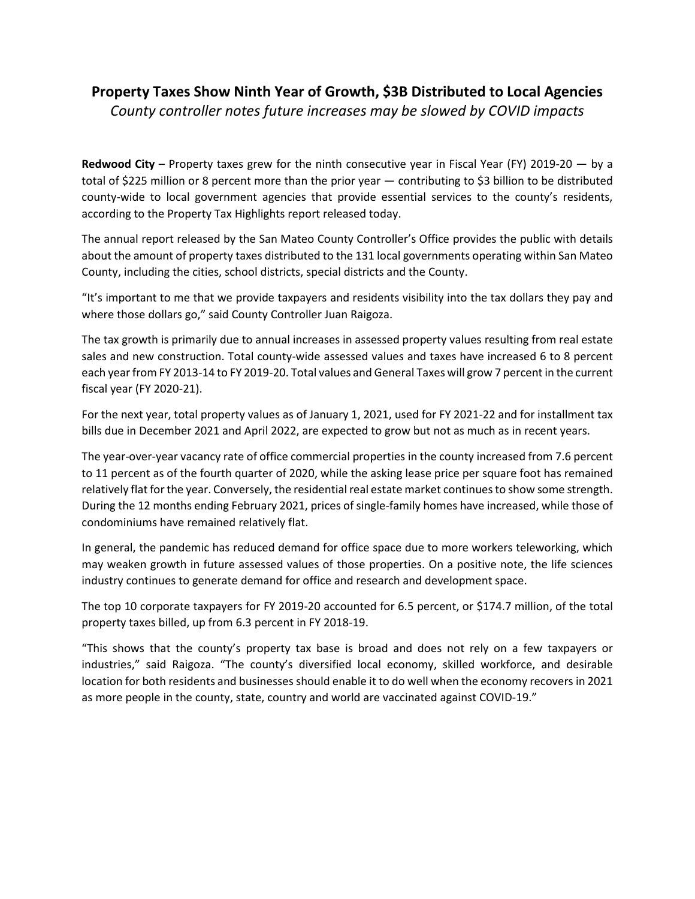# Property Taxes Show Ninth Year of Growth, $3B Distributed to Local Agencies

*County controller notes future increases may be slowed by COVID impacts*

**Redwood City** – Property taxes grew for the ninth consecutive year in Fiscal Year (FY) 2019-20 — by a total of $225 million or 8 percent more than the prior year — contributing to $3 billion to be distributed county-wide to local government agencies that provide essential services to the county's residents, according to the Property Tax Highlights report released today.

The annual report released by the San Mateo County Controller's Office provides the public with details about the amount of property taxes distributed to the 131 local governments operating within San Mateo County, including the cities, school districts, special districts and the County.

"It's important to me that we provide taxpayers and residents visibility into the tax dollars they pay and where those dollars go," said County Controller Juan Raigoza.

The tax growth is primarily due to annual increases in assessed property values resulting from real estate sales and new construction. Total county-wide assessed values and taxes have increased 6 to 8 percent each year from FY 2013-14 to FY 2019-20. Total values and General Taxes will grow 7 percent in the current fiscal year (FY 2020-21).

For the next year, total property values as of January 1, 2021, used for FY 2021-22 and for installment tax bills due in December 2021 and April 2022, are expected to grow but not as much as in recent years.

The year-over-year vacancy rate of office commercial properties in the county increased from 7.6 percent to 11 percent as of the fourth quarter of 2020, while the asking lease price per square foot has remained relatively flat for the year. Conversely, the residential real estate market continues to show some strength. During the 12 months ending February 2021, prices of single-family homes have increased, while those of condominiums have remained relatively flat.

In general, the pandemic has reduced demand for office space due to more workers teleworking, which may weaken growth in future assessed values of those properties. On a positive note, the life sciences industry continues to generate demand for office and research and development space.

The top 10 corporate taxpayers for FY 2019-20 accounted for 6.5 percent, or $174.7 million, of the total property taxes billed, up from 6.3 percent in FY 2018-19.

"This shows that the county's property tax base is broad and does not rely on a few taxpayers or industries," said Raigoza. "The county's diversified local economy, skilled workforce, and desirable location for both residents and businesses should enable it to do well when the economy recovers in 2021 as more people in the county, state, country and world are vaccinated against COVID-19."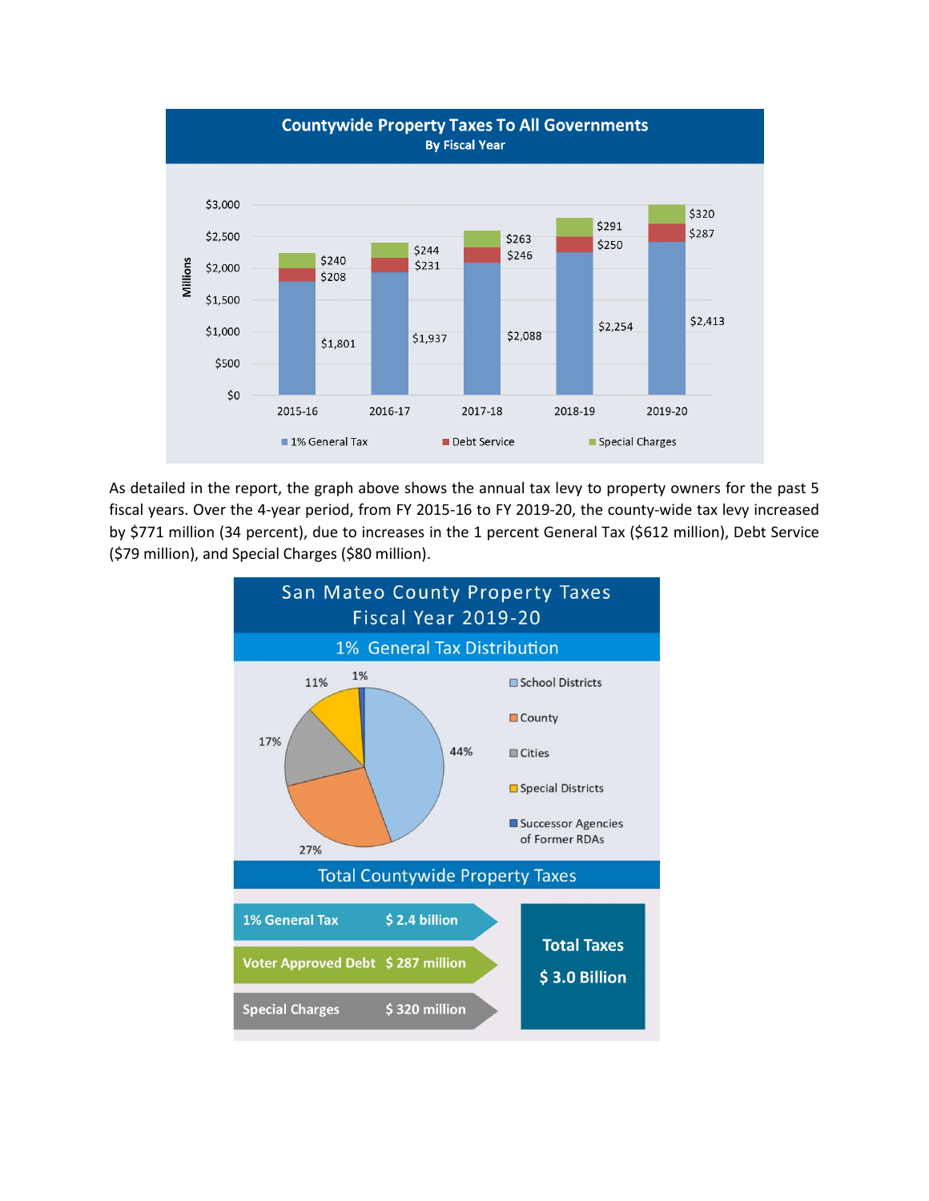## Countywide Property Taxes To All Governments

By Fiscal Year

(Millions)

| Fiscal Year | 1% General Tax | Debt Service | Special Charges |
|---|---|---|---|
| 2015-16 | $1,801 | $208 | $240 |
| 2016-17 | $1,937 | $231 | $244 |
| 2017-18 | $2,088 | $246 | $263 |
| 2018-19 | $2,254 | $250 | $291 |
| 2019-20 | $2,413 | $287 | $320 |

As detailed in the report, the graph above shows the annual tax levy to property owners for the past 5 fiscal years. Over the 4-year period, from FY 2015-16 to FY 2019-20, the county-wide tax levy increased by $771 million (34 percent), due to increases in the 1 percent General Tax ($612 million), Debt Service ($79 million), and Special Charges ($80 million).

## San Mateo County Property Taxes Fiscal Year 2019-20

### 1% General Tax Distribution

| Recipient | Share |
|---|---|
| School Districts | 44% |
| County | 27% |
| Cities | 17% |
| Special Districts | 11% |
| Successor Agencies of Former RDAs | 1% |

### Total Countywide Property Taxes

| Category | Amount |
|---|---|
| 1% General Tax | $ 2.4 billion |
| Voter Approved Debt | $ 287 million |
| Special Charges | $ 320 million |
| **Total Taxes** | **$ 3.0 Billion** |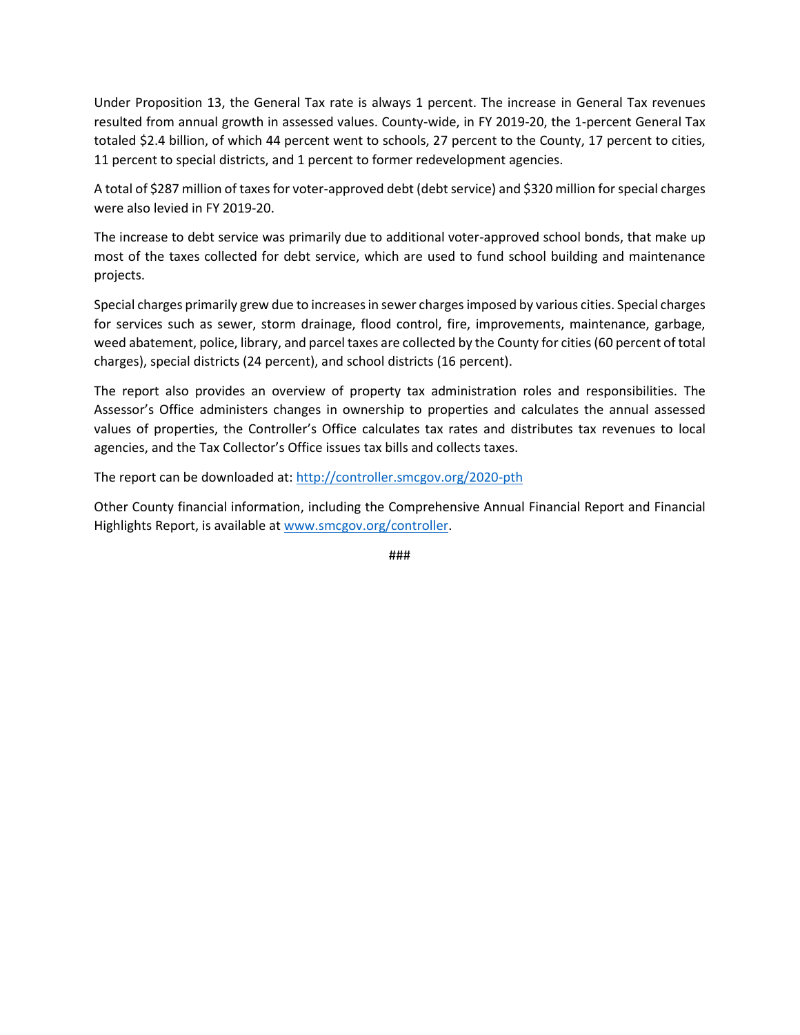Under Proposition 13, the General Tax rate is always 1 percent. The increase in General Tax revenues resulted from annual growth in assessed values. County-wide, in FY 2019-20, the 1-percent General Tax totaled $2.4 billion, of which 44 percent went to schools, 27 percent to the County, 17 percent to cities, 11 percent to special districts, and 1 percent to former redevelopment agencies.

A total of $287 million of taxes for voter-approved debt (debt service) and $320 million for special charges were also levied in FY 2019-20.

The increase to debt service was primarily due to additional voter-approved school bonds, that make up most of the taxes collected for debt service, which are used to fund school building and maintenance projects.

Special charges primarily grew due to increases in sewer charges imposed by various cities. Special charges for services such as sewer, storm drainage, flood control, fire, improvements, maintenance, garbage, weed abatement, police, library, and parcel taxes are collected by the County for cities (60 percent of total charges), special districts (24 percent), and school districts (16 percent).

The report also provides an overview of property tax administration roles and responsibilities. The Assessor's Office administers changes in ownership to properties and calculates the annual assessed values of properties, the Controller's Office calculates tax rates and distributes tax revenues to local agencies, and the Tax Collector's Office issues tax bills and collects taxes.

The report can be downloaded at: [http://controller.smcgov.org/2020-pth](http://controller.smcgov.org/2020-pth)

Other County financial information, including the Comprehensive Annual Financial Report and Financial Highlights Report, is available at [www.smcgov.org/controller](www.smcgov.org/controller).

###